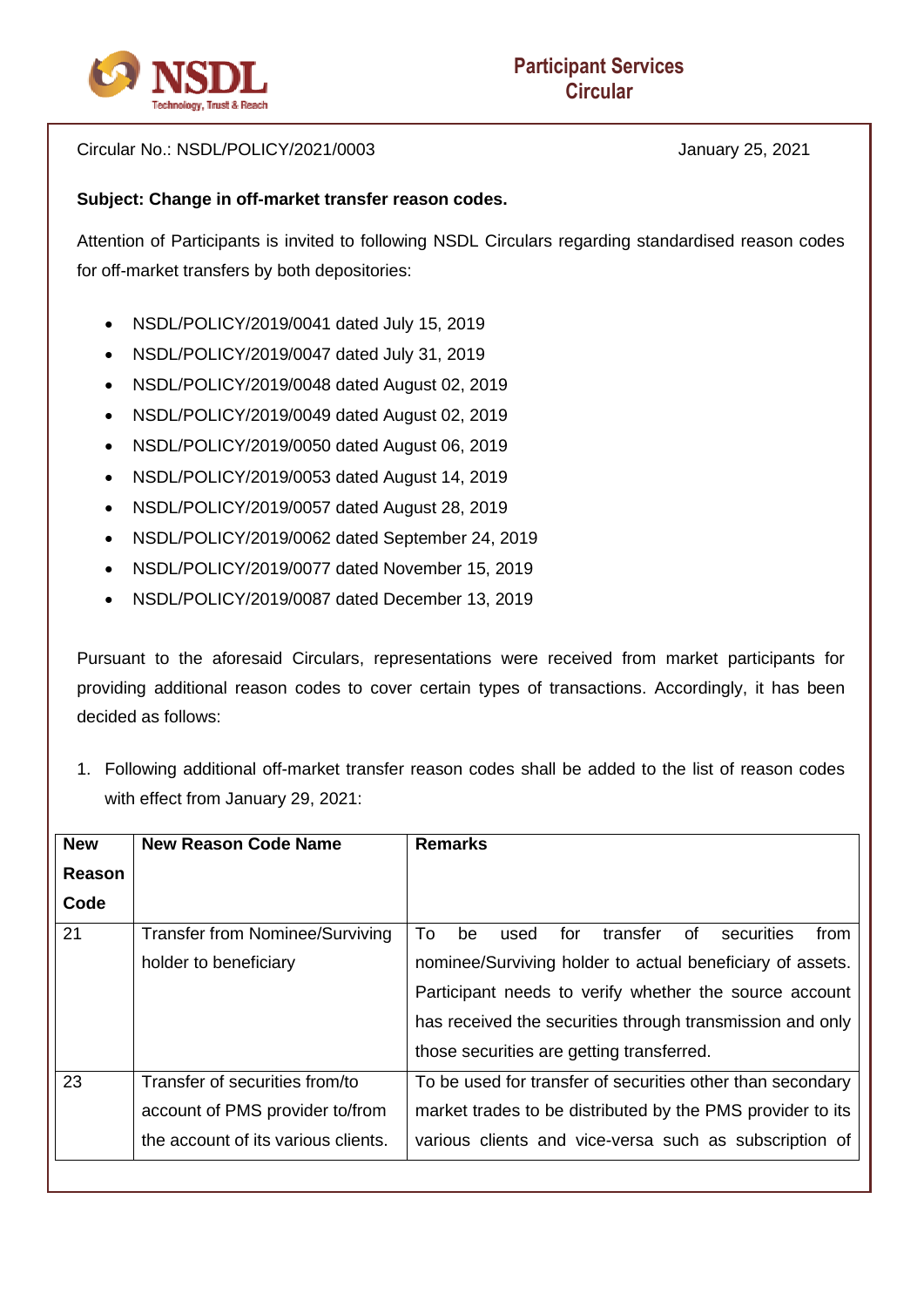# Participant Services Circular

Circular No.: NSDL/POLICY/2021/0003

January 25, 2021

**Subject: Change in off-market transfer reason codes.**

Attention of Participants is invited to following NSDL Circulars regarding standardised reason codes for off-market transfers by both depositories:

- NSDL/POLICY/2019/0041 dated July 15, 2019
- NSDL/POLICY/2019/0047 dated July 31, 2019
- NSDL/POLICY/2019/0048 dated August 02, 2019
- NSDL/POLICY/2019/0049 dated August 02, 2019
- NSDL/POLICY/2019/0050 dated August 06, 2019
- NSDL/POLICY/2019/0053 dated August 14, 2019
- NSDL/POLICY/2019/0057 dated August 28, 2019
- NSDL/POLICY/2019/0062 dated September 24, 2019
- NSDL/POLICY/2019/0077 dated November 15, 2019
- NSDL/POLICY/2019/0087 dated December 13, 2019

Pursuant to the aforesaid Circulars, representations were received from market participants for providing additional reason codes to cover certain types of transactions. Accordingly, it has been decided as follows:

1. Following additional off-market transfer reason codes shall be added to the list of reason codes with effect from January 29, 2021:

| New Reason Code | New Reason Code Name | Remarks |
|---|---|---|
| 21 | Transfer from Nominee/Surviving holder to beneficiary | To be used for transfer of securities from nominee/Surviving holder to actual beneficiary of assets. Participant needs to verify whether the source account has received the securities through transmission and only those securities are getting transferred. |
| 23 | Transfer of securities from/to account of PMS provider to/from the account of its various clients. | To be used for transfer of securities other than secondary market trades to be distributed by the PMS provider to its various clients and vice-versa such as subscription of |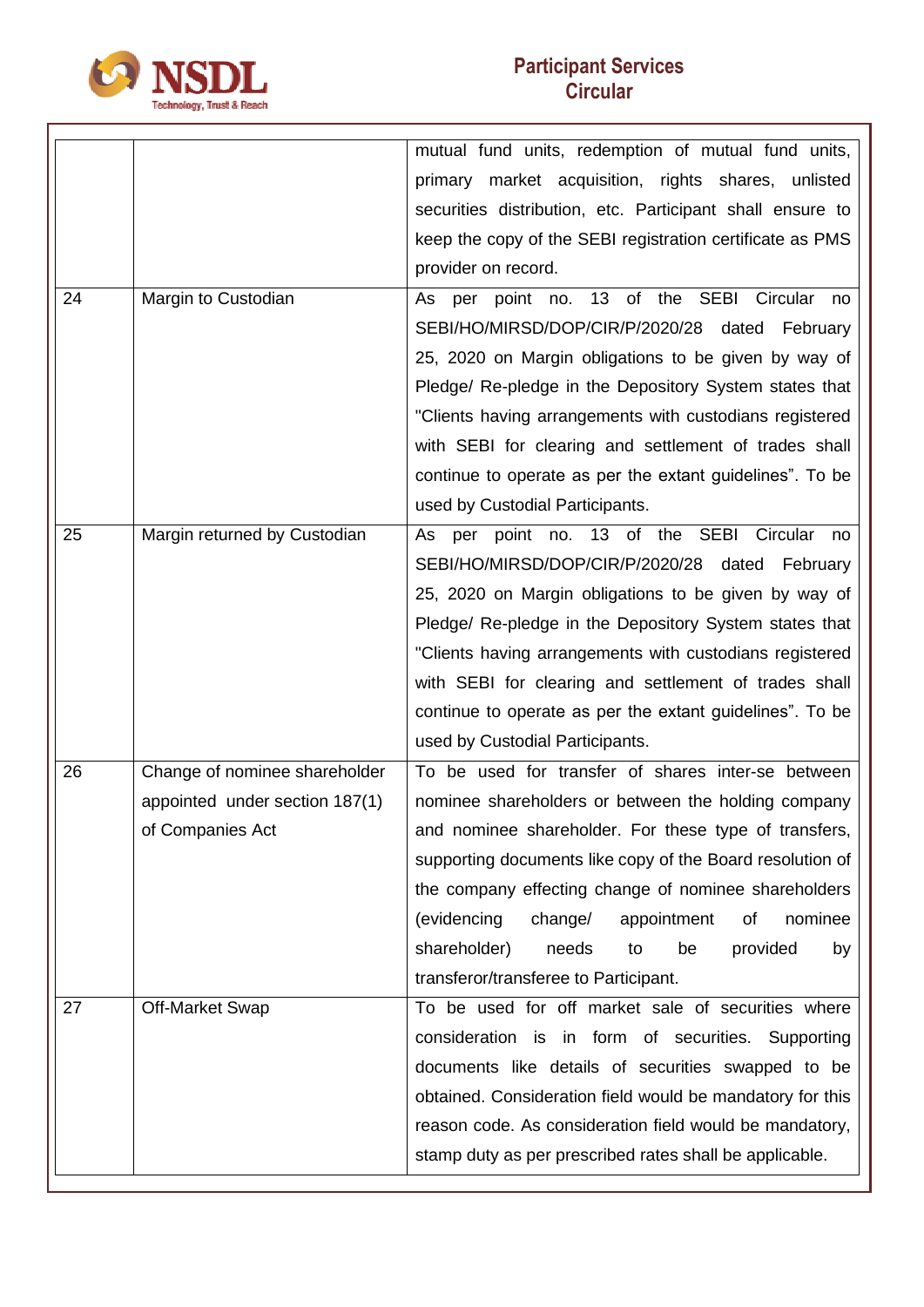| | | |
|---|---|---|
| | | mutual fund units, redemption of mutual fund units, primary market acquisition, rights shares, unlisted securities distribution, etc. Participant shall ensure to keep the copy of the SEBI registration certificate as PMS provider on record. |
| 24 | Margin to Custodian | As per point no. 13 of the SEBI Circular no SEBI/HO/MIRSD/DOP/CIR/P/2020/28 dated February 25, 2020 on Margin obligations to be given by way of Pledge/ Re-pledge in the Depository System states that "Clients having arrangements with custodians registered with SEBI for clearing and settlement of trades shall continue to operate as per the extant guidelines". To be used by Custodial Participants. |
| 25 | Margin returned by Custodian | As per point no. 13 of the SEBI Circular no SEBI/HO/MIRSD/DOP/CIR/P/2020/28 dated February 25, 2020 on Margin obligations to be given by way of Pledge/ Re-pledge in the Depository System states that "Clients having arrangements with custodians registered with SEBI for clearing and settlement of trades shall continue to operate as per the extant guidelines". To be used by Custodial Participants. |
| 26 | Change of nominee shareholder appointed under section 187(1) of Companies Act | To be used for transfer of shares inter-se between nominee shareholders or between the holding company and nominee shareholder. For these type of transfers, supporting documents like copy of the Board resolution of the company effecting change of nominee shareholders (evidencing change/ appointment of nominee shareholder) needs to be provided by transferor/transferee to Participant. |
| 27 | Off-Market Swap | To be used for off market sale of securities where consideration is in form of securities. Supporting documents like details of securities swapped to be obtained. Consideration field would be mandatory for this reason code. As consideration field would be mandatory, stamp duty as per prescribed rates shall be applicable. |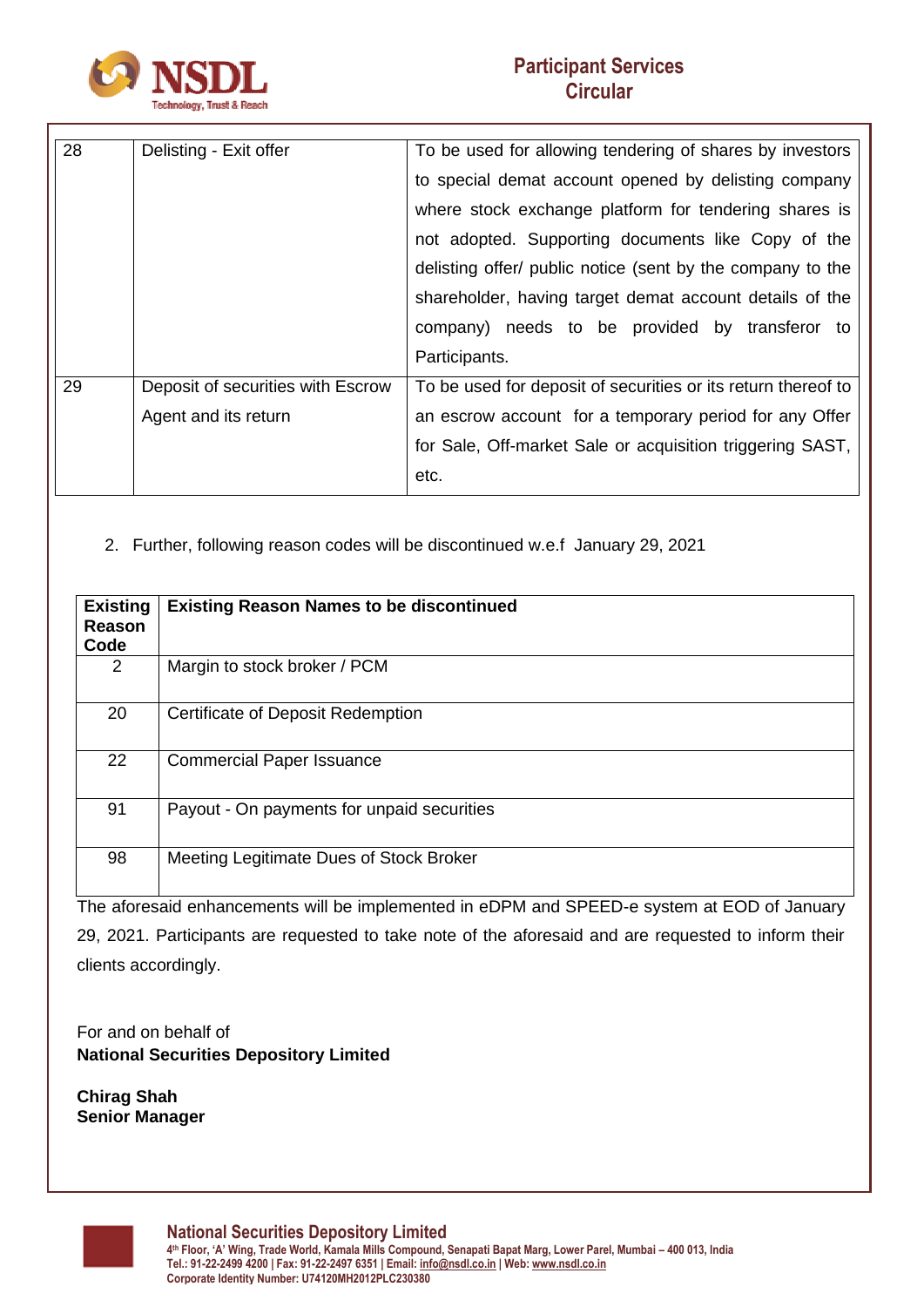| 28 | Delisting - Exit offer | To be used for allowing tendering of shares by investors to special demat account opened by delisting company where stock exchange platform for tendering shares is not adopted. Supporting documents like Copy of the delisting offer/ public notice (sent by the company to the shareholder, having target demat account details of the company) needs to be provided by transferor to Participants. |
|---|---|---|
| 29 | Deposit of securities with Escrow Agent and its return | To be used for deposit of securities or its return thereof to an escrow account for a temporary period for any Offer for Sale, Off-market Sale or acquisition triggering SAST, etc. |

2. Further, following reason codes will be discontinued w.e.f January 29, 2021

| Existing Reason Code | Existing Reason Names to be discontinued |
|---|---|
| 2 | Margin to stock broker / PCM |
| 20 | Certificate of Deposit Redemption |
| 22 | Commercial Paper Issuance |
| 91 | Payout - On payments for unpaid securities |
| 98 | Meeting Legitimate Dues of Stock Broker |

The aforesaid enhancements will be implemented in eDPM and SPEED-e system at EOD of January 29, 2021. Participants are requested to take note of the aforesaid and are requested to inform their clients accordingly.

For and on behalf of
**National Securities Depository Limited**

**Chirag Shah**
**Senior Manager**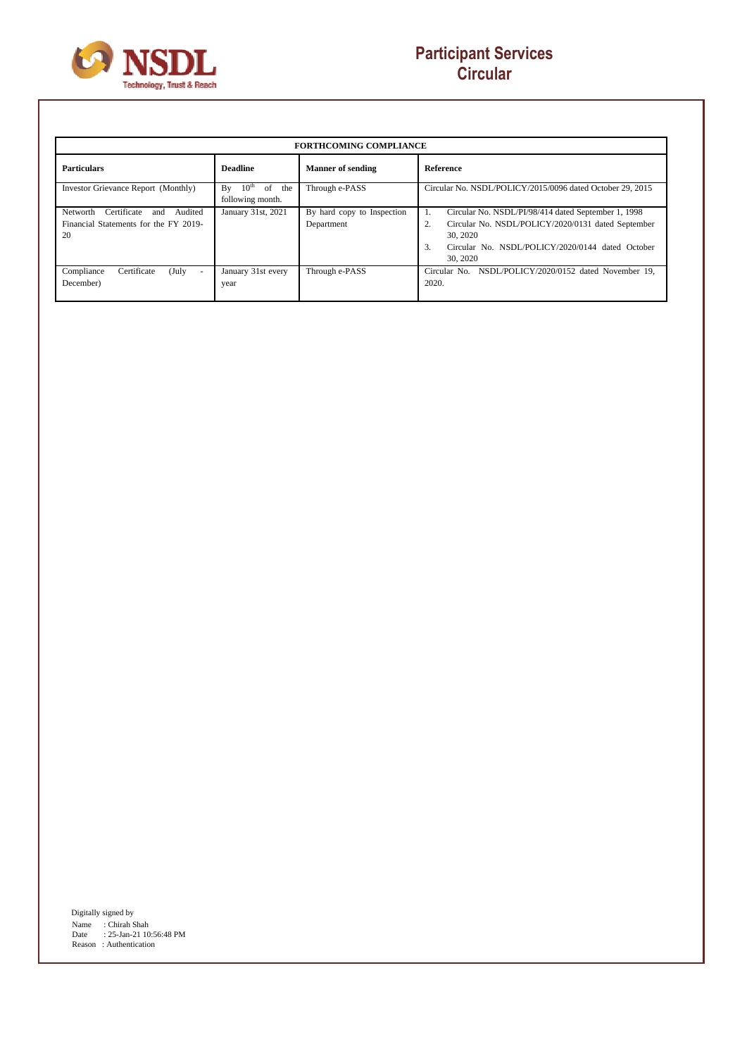| FORTHCOMING COMPLIANCE | | | |
|---|---|---|---|
| **Particulars** | **Deadline** | **Manner of sending** | **Reference** |
| Investor Grievance Report (Monthly) | By 10th of the following month. | Through e-PASS | Circular No. NSDL/POLICY/2015/0096 dated October 29, 2015 |
| Networth Certificate and Audited Financial Statements for the FY 2019-20 | January 31st, 2021 | By hard copy to Inspection Department | 1. Circular No. NSDL/PI/98/414 dated September 1, 1998<br>2. Circular No. NSDL/POLICY/2020/0131 dated September 30, 2020<br>3. Circular No. NSDL/POLICY/2020/0144 dated October 30, 2020 |
| Compliance Certificate (July - December) | January 31st every year | Through e-PASS | Circular No. NSDL/POLICY/2020/0152 dated November 19, 2020. |

Digitally signed by
Name : Chirah Shah
Date : 25-Jan-21 10:56:48 PM
Reason : Authentication